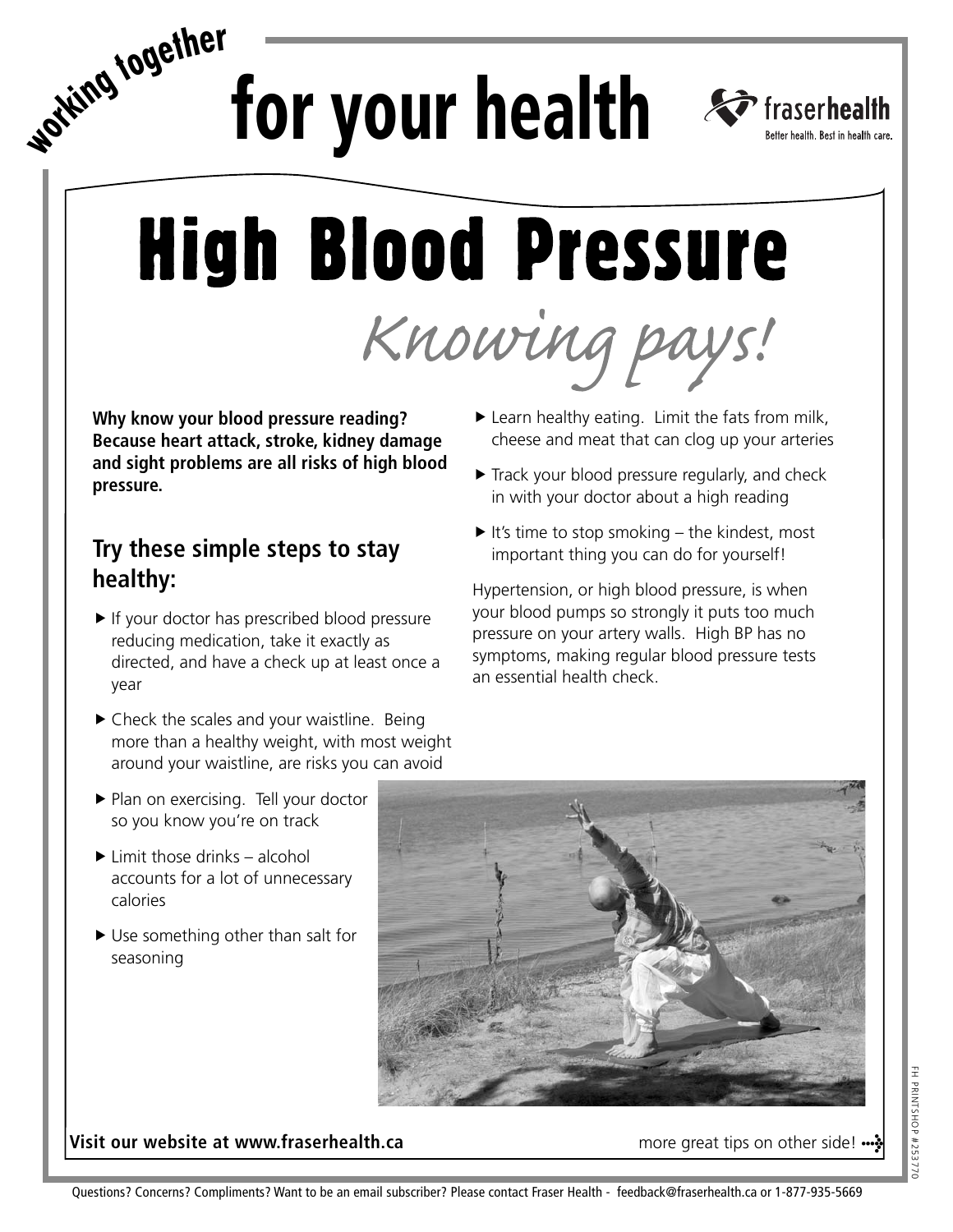working together

# for your health

fraserhealth
Better health. Best in health care.

# High Blood Pressure

*Knowing pays!*

**Why know your blood pressure reading? Because heart attack, stroke, kidney damage and sight problems are all risks of high blood pressure.**

## Try these simple steps to stay healthy:

- If your doctor has prescribed blood pressure reducing medication, take it exactly as directed, and have a check up at least once a year
- Check the scales and your waistline. Being more than a healthy weight, with most weight around your waistline, are risks you can avoid
- Plan on exercising. Tell your doctor so you know you're on track
- Limit those drinks – alcohol accounts for a lot of unnecessary calories
- Use something other than salt for seasoning
- Learn healthy eating. Limit the fats from milk, cheese and meat that can clog up your arteries
- Track your blood pressure regularly, and check in with your doctor about a high reading
- It's time to stop smoking – the kindest, most important thing you can do for yourself!

Hypertension, or high blood pressure, is when your blood pumps so strongly it puts too much pressure on your artery walls. High BP has no symptoms, making regular blood pressure tests an essential health check.

**Visit our website at www.fraserhealth.ca**

more great tips on other side!

FH PRINTSHOP #253770

Questions? Concerns? Compliments? Want to be an email subscriber? Please contact Fraser Health - feedback@fraserhealth.ca or 1-877-935-5669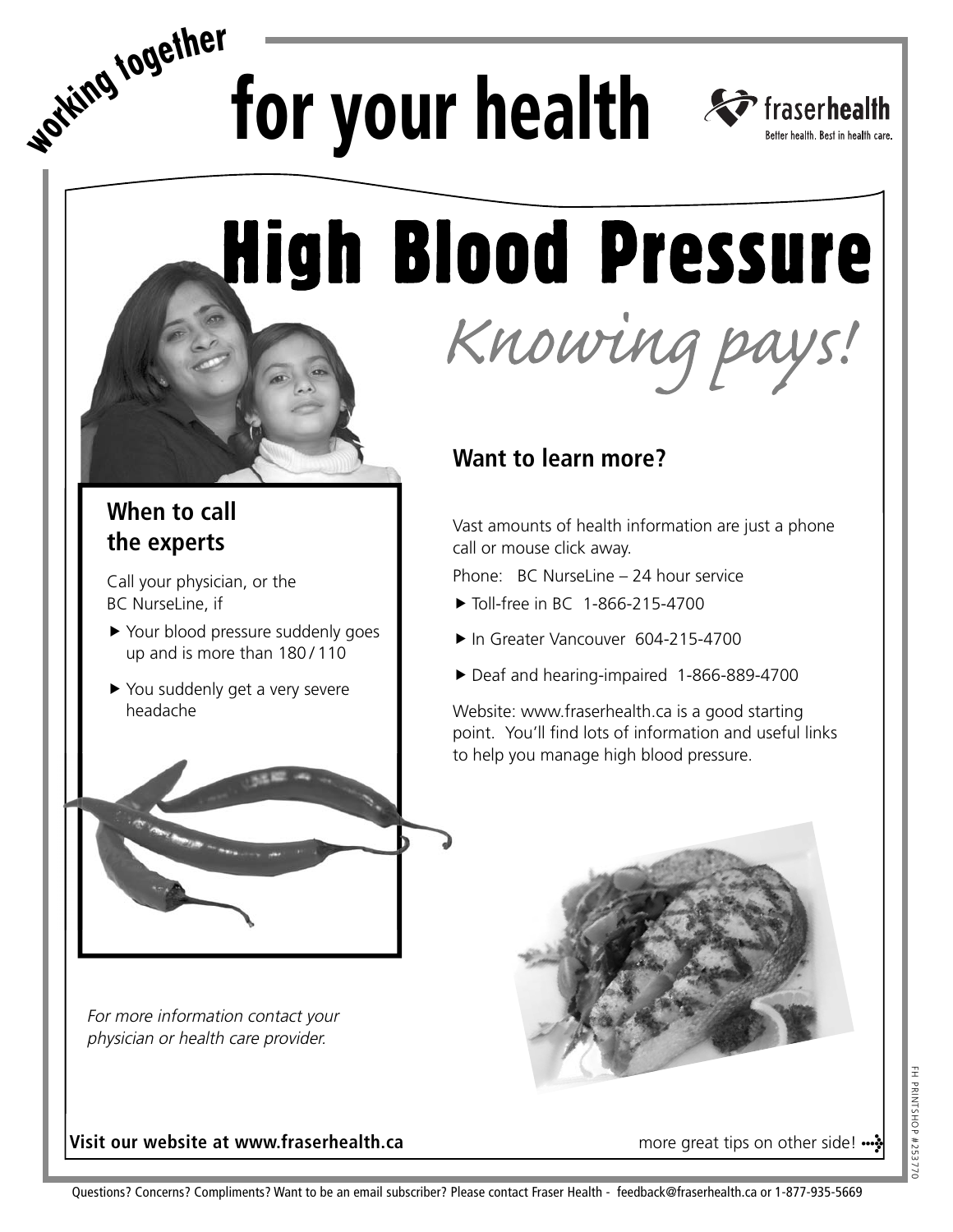*working together*

# for your health

fraserhealth
Better health. Best in health care.

# High Blood Pressure

*Knowing pays!*

## When to call the experts

Call your physician, or the BC NurseLine, if

- Your blood pressure suddenly goes up and is more than 180 / 110
- You suddenly get a very severe headache

## Want to learn more?

Vast amounts of health information are just a phone call or mouse click away.

Phone: BC NurseLine – 24 hour service

- Toll-free in BC 1-866-215-4700
- In Greater Vancouver 604-215-4700
- Deaf and hearing-impaired 1-866-889-4700

Website: www.fraserhealth.ca is a good starting point. You'll find lots of information and useful links to help you manage high blood pressure.

*For more information contact your physician or health care provider.*

**Visit our website at www.fraserhealth.ca**

more great tips on other side!

Questions? Concerns? Compliments? Want to be an email subscriber? Please contact Fraser Health - feedback@fraserhealth.ca or 1-877-935-5669

FH PRINTSHOP #253770